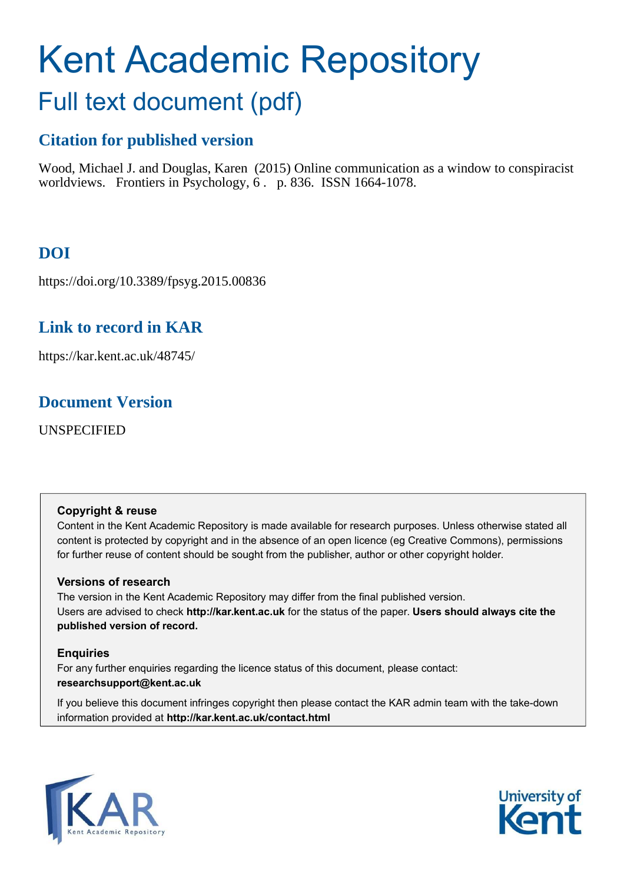# Kent Academic Repository

## Full text document (pdf)

### Citation for published version

Wood, Michael J. and Douglas, Karen (2015) Online communication as a window to conspiracist worldviews. Frontiers in Psychology, 6 . p. 836. ISSN 1664-1078.

### DOI

https://doi.org/10.3389/fpsyg.2015.00836

### Link to record in KAR

https://kar.kent.ac.uk/48745/

### Document Version

UNSPECIFIED

**Copyright & reuse**

Content in the Kent Academic Repository is made available for research purposes. Unless otherwise stated all content is protected by copyright and in the absence of an open licence (eg Creative Commons), permissions for further reuse of content should be sought from the publisher, author or other copyright holder.

**Versions of research**

The version in the Kent Academic Repository may differ from the final published version. Users are advised to check **http://kar.kent.ac.uk** for the status of the paper. **Users should always cite the published version of record.**

**Enquiries**

For any further enquiries regarding the licence status of this document, please contact: **researchsupport@kent.ac.uk**

If you believe this document infringes copyright then please contact the KAR admin team with the take-down information provided at **http://kar.kent.ac.uk/contact.html**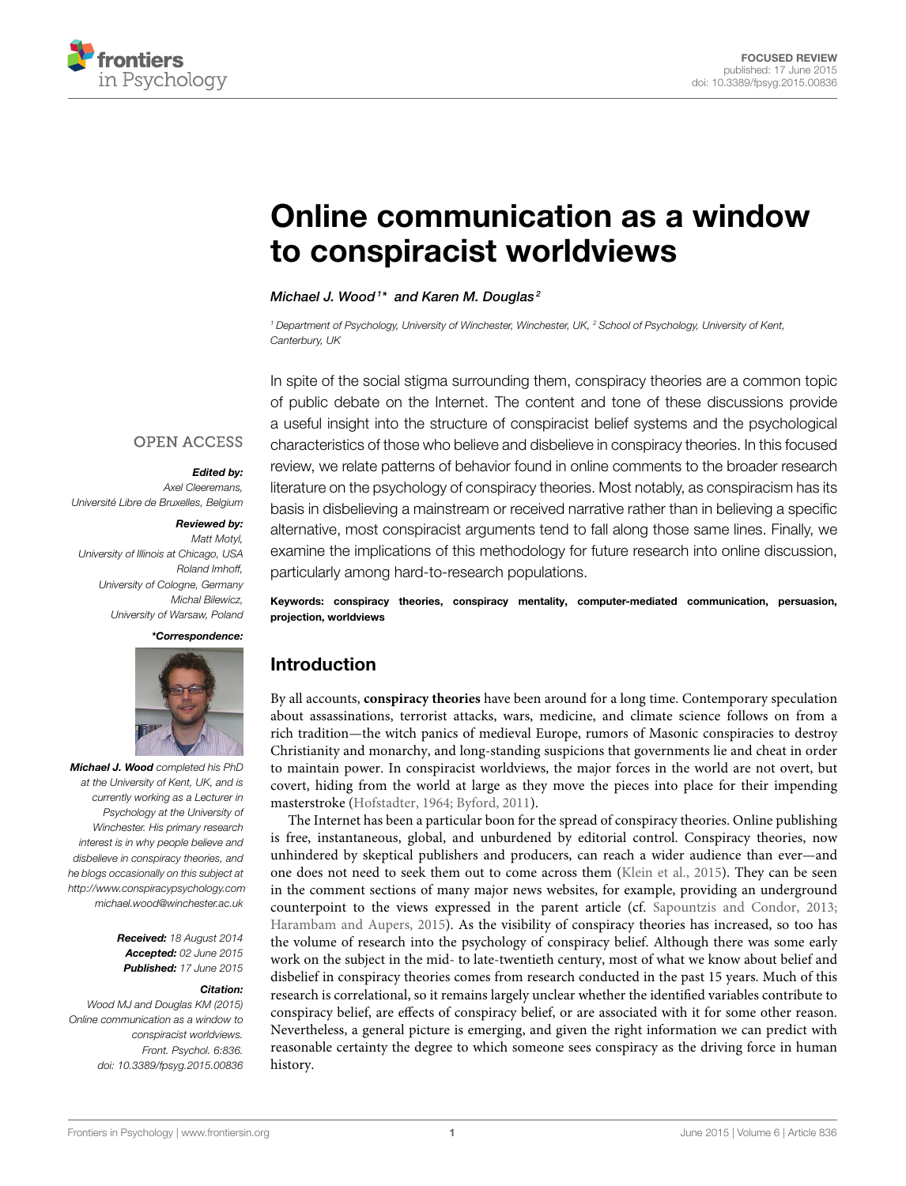# Online communication as a window to conspiracist worldviews

*Michael J. Wood*[1]* *and Karen M. Douglas*[2]

[1] Department of Psychology, University of Winchester, Winchester, UK, [2] School of Psychology, University of Kent, Canterbury, UK

In spite of the social stigma surrounding them, conspiracy theories are a common topic of public debate on the Internet. The content and tone of these discussions provide a useful insight into the structure of conspiracist belief systems and the psychological characteristics of those who believe and disbelieve in conspiracy theories. In this focused review, we relate patterns of behavior found in online comments to the broader research literature on the psychology of conspiracy theories. Most notably, as conspiracism has its basis in disbelieving a mainstream or received narrative rather than in believing a specific alternative, most conspiracist arguments tend to fall along those same lines. Finally, we examine the implications of this methodology for future research into online discussion, particularly among hard-to-research populations.

**Keywords: conspiracy theories, conspiracy mentality, computer-mediated communication, persuasion, projection, worldviews**

OPEN ACCESS

***Edited by:***
*Axel Cleeremans, Université Libre de Bruxelles, Belgium*

***Reviewed by:***
*Matt Motyl, University of Illinois at Chicago, USA*
*Roland Imhoff, University of Cologne, Germany*
*Michal Bilewicz, University of Warsaw, Poland*

***\*Correspondence:***
***Michael J. Wood*** *completed his PhD at the University of Kent, UK, and is currently working as a Lecturer in Psychology at the University of Winchester. His primary research interest is in why people believe and disbelieve in conspiracy theories, and he blogs occasionally on this subject at http://www.conspiracypsychology.com*
*michael.wood@winchester.ac.uk*

***Received:*** *18 August 2014*
***Accepted:*** *02 June 2015*
***Published:*** *17 June 2015*

***Citation:***
*Wood MJ and Douglas KM (2015) Online communication as a window to conspiracist worldviews. Front. Psychol. 6:836. doi: 10.3389/fpsyg.2015.00836*

## Introduction

By all accounts, **conspiracy theories** have been around for a long time. Contemporary speculation about assassinations, terrorist attacks, wars, medicine, and climate science follows on from a rich tradition—the witch panics of medieval Europe, rumors of Masonic conspiracies to destroy Christianity and monarchy, and long-standing suspicions that governments lie and cheat in order to maintain power. In conspiracist worldviews, the major forces in the world are not overt, but covert, hiding from the world at large as they move the pieces into place for their impending masterstroke (Hofstadter, 1964; Byford, 2011).

The Internet has been a particular boon for the spread of conspiracy theories. Online publishing is free, instantaneous, global, and unburdened by editorial control. Conspiracy theories, now unhindered by skeptical publishers and producers, can reach a wider audience than ever—and one does not need to seek them out to come across them (Klein et al., 2015). They can be seen in the comment sections of many major news websites, for example, providing an underground counterpoint to the views expressed in the parent article (cf. Sapountzis and Condor, 2013; Harambam and Aupers, 2015). As the visibility of conspiracy theories has increased, so too has the volume of research into the psychology of conspiracy belief. Although there was some early work on the subject in the mid- to late-twentieth century, most of what we know about belief and disbelief in conspiracy theories comes from research conducted in the past 15 years. Much of this research is correlational, so it remains largely unclear whether the identified variables contribute to conspiracy belief, are effects of conspiracy belief, or are associated with it for some other reason. Nevertheless, a general picture is emerging, and given the right information we can predict with reasonable certainty the degree to which someone sees conspiracy as the driving force in human history.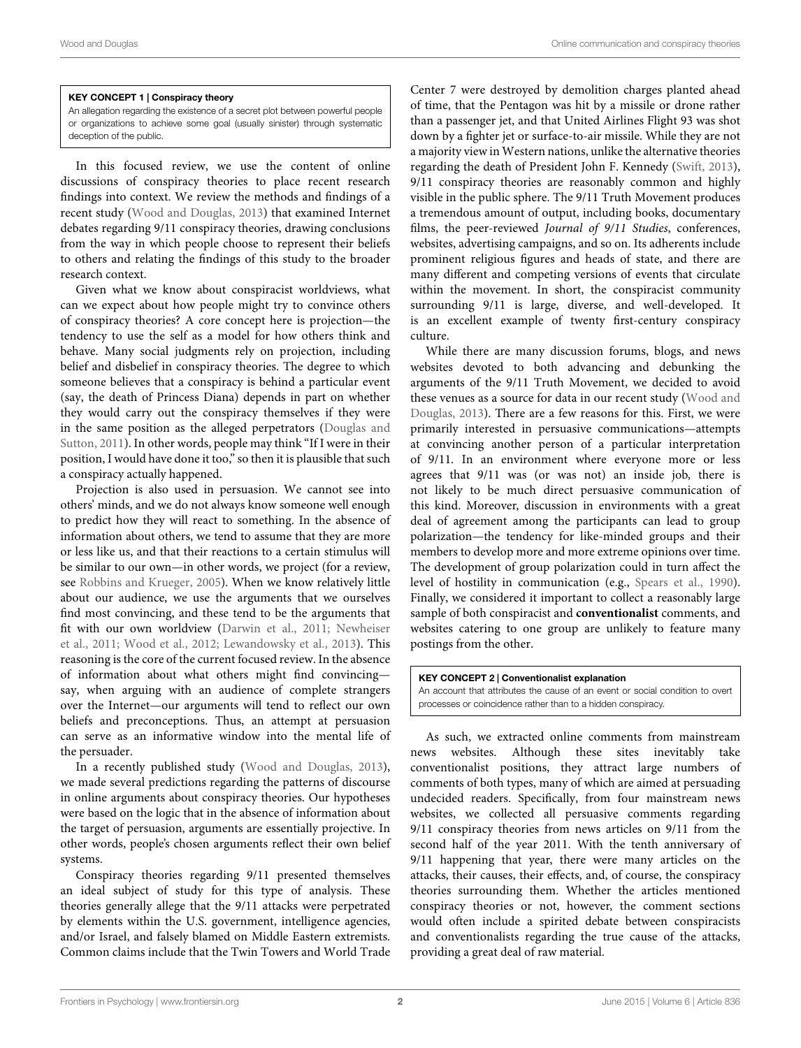**KEY CONCEPT 1 | Conspiracy theory**

An allegation regarding the existence of a secret plot between powerful people or organizations to achieve some goal (usually sinister) through systematic deception of the public.

In this focused review, we use the content of online discussions of conspiracy theories to place recent research findings into context. We review the methods and findings of a recent study (Wood and Douglas, 2013) that examined Internet debates regarding 9/11 conspiracy theories, drawing conclusions from the way in which people choose to represent their beliefs to others and relating the findings of this study to the broader research context.

Given what we know about conspiracist worldviews, what can we expect about how people might try to convince others of conspiracy theories? A core concept here is projection—the tendency to use the self as a model for how others think and behave. Many social judgments rely on projection, including belief and disbelief in conspiracy theories. The degree to which someone believes that a conspiracy is behind a particular event (say, the death of Princess Diana) depends in part on whether they would carry out the conspiracy themselves if they were in the same position as the alleged perpetrators (Douglas and Sutton, 2011). In other words, people may think "If I were in their position, I would have done it too," so then it is plausible that such a conspiracy actually happened.

Projection is also used in persuasion. We cannot see into others' minds, and we do not always know someone well enough to predict how they will react to something. In the absence of information about others, we tend to assume that they are more or less like us, and that their reactions to a certain stimulus will be similar to our own—in other words, we project (for a review, see Robbins and Krueger, 2005). When we know relatively little about our audience, we use the arguments that we ourselves find most convincing, and these tend to be the arguments that fit with our own worldview (Darwin et al., 2011; Newheiser et al., 2011; Wood et al., 2012; Lewandowsky et al., 2013). This reasoning is the core of the current focused review. In the absence of information about what others might find convincing—say, when arguing with an audience of complete strangers over the Internet—our arguments will tend to reflect our own beliefs and preconceptions. Thus, an attempt at persuasion can serve as an informative window into the mental life of the persuader.

In a recently published study (Wood and Douglas, 2013), we made several predictions regarding the patterns of discourse in online arguments about conspiracy theories. Our hypotheses were based on the logic that in the absence of information about the target of persuasion, arguments are essentially projective. In other words, people's chosen arguments reflect their own belief systems.

Conspiracy theories regarding 9/11 presented themselves an ideal subject of study for this type of analysis. These theories generally allege that the 9/11 attacks were perpetrated by elements within the U.S. government, intelligence agencies, and/or Israel, and falsely blamed on Middle Eastern extremists. Common claims include that the Twin Towers and World Trade Center 7 were destroyed by demolition charges planted ahead of time, that the Pentagon was hit by a missile or drone rather than a passenger jet, and that United Airlines Flight 93 was shot down by a fighter jet or surface-to-air missile. While they are not a majority view in Western nations, unlike the alternative theories regarding the death of President John F. Kennedy (Swift, 2013), 9/11 conspiracy theories are reasonably common and highly visible in the public sphere. The 9/11 Truth Movement produces a tremendous amount of output, including books, documentary films, the peer-reviewed *Journal of 9/11 Studies*, conferences, websites, advertising campaigns, and so on. Its adherents include prominent religious figures and heads of state, and there are many different and competing versions of events that circulate within the movement. In short, the conspiracist community surrounding 9/11 is large, diverse, and well-developed. It is an excellent example of twenty first-century conspiracy culture.

While there are many discussion forums, blogs, and news websites devoted to both advancing and debunking the arguments of the 9/11 Truth Movement, we decided to avoid these venues as a source for data in our recent study (Wood and Douglas, 2013). There are a few reasons for this. First, we were primarily interested in persuasive communications—attempts at convincing another person of a particular interpretation of 9/11. In an environment where everyone more or less agrees that 9/11 was (or was not) an inside job, there is not likely to be much direct persuasive communication of this kind. Moreover, discussion in environments with a great deal of agreement among the participants can lead to group polarization—the tendency for like-minded groups and their members to develop more and more extreme opinions over time. The development of group polarization could in turn affect the level of hostility in communication (e.g., Spears et al., 1990). Finally, we considered it important to collect a reasonably large sample of both conspiracist and **conventionalist** comments, and websites catering to one group are unlikely to feature many postings from the other.

**KEY CONCEPT 2 | Conventionalist explanation**

An account that attributes the cause of an event or social condition to overt processes or coincidence rather than to a hidden conspiracy.

As such, we extracted online comments from mainstream news websites. Although these sites inevitably take conventionalist positions, they attract large numbers of comments of both types, many of which are aimed at persuading undecided readers. Specifically, from four mainstream news websites, we collected all persuasive comments regarding 9/11 conspiracy theories from news articles on 9/11 from the second half of the year 2011. With the tenth anniversary of 9/11 happening that year, there were many articles on the attacks, their causes, their effects, and, of course, the conspiracy theories surrounding them. Whether the articles mentioned conspiracy theories or not, however, the comment sections would often include a spirited debate between conspiracists and conventionalists regarding the true cause of the attacks, providing a great deal of raw material.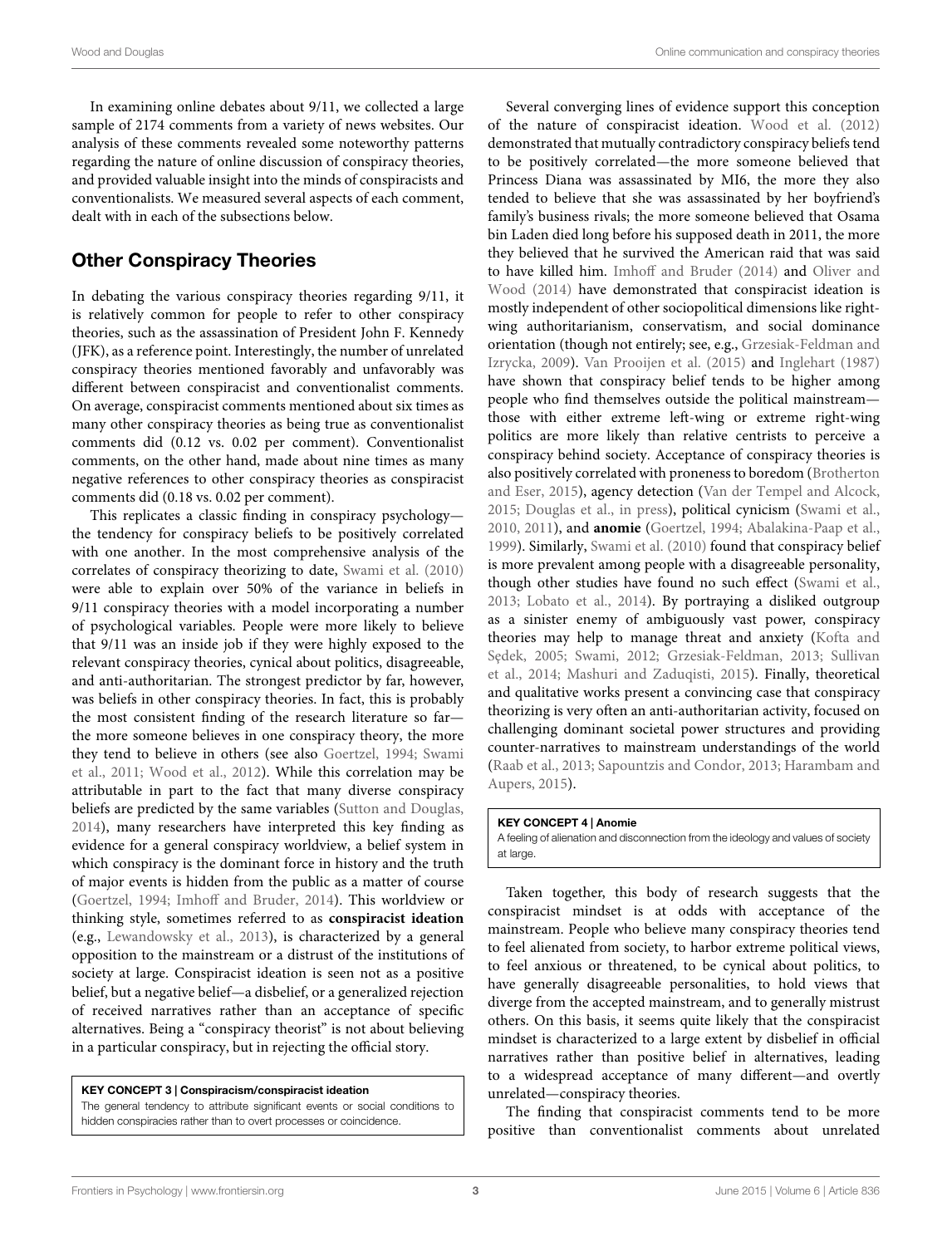In examining online debates about 9/11, we collected a large sample of 2174 comments from a variety of news websites. Our analysis of these comments revealed some noteworthy patterns regarding the nature of online discussion of conspiracy theories, and provided valuable insight into the minds of conspiracists and conventionalists. We measured several aspects of each comment, dealt with in each of the subsections below.

## Other Conspiracy Theories

In debating the various conspiracy theories regarding 9/11, it is relatively common for people to refer to other conspiracy theories, such as the assassination of President John F. Kennedy (JFK), as a reference point. Interestingly, the number of unrelated conspiracy theories mentioned favorably and unfavorably was different between conspiracist and conventionalist comments. On average, conspiracist comments mentioned about six times as many other conspiracy theories as being true as conventionalist comments did (0.12 vs. 0.02 per comment). Conventionalist comments, on the other hand, made about nine times as many negative references to other conspiracy theories as conspiracist comments did (0.18 vs. 0.02 per comment).

This replicates a classic finding in conspiracy psychology—the tendency for conspiracy beliefs to be positively correlated with one another. In the most comprehensive analysis of the correlates of conspiracy theorizing to date, Swami et al. (2010) were able to explain over 50% of the variance in beliefs in 9/11 conspiracy theories with a model incorporating a number of psychological variables. People were more likely to believe that 9/11 was an inside job if they were highly exposed to the relevant conspiracy theories, cynical about politics, disagreeable, and anti-authoritarian. The strongest predictor by far, however, was beliefs in other conspiracy theories. In fact, this is probably the most consistent finding of the research literature so far—the more someone believes in one conspiracy theory, the more they tend to believe in others (see also Goertzel, 1994; Swami et al., 2011; Wood et al., 2012). While this correlation may be attributable in part to the fact that many diverse conspiracy beliefs are predicted by the same variables (Sutton and Douglas, 2014), many researchers have interpreted this key finding as evidence for a general conspiracy worldview, a belief system in which conspiracy is the dominant force in history and the truth of major events is hidden from the public as a matter of course (Goertzel, 1994; Imhoff and Bruder, 2014). This worldview or thinking style, sometimes referred to as **conspiracist ideation** (e.g., Lewandowsky et al., 2013), is characterized by a general opposition to the mainstream or a distrust of the institutions of society at large. Conspiracist ideation is seen not as a positive belief, but a negative belief—a disbelief, or a generalized rejection of received narratives rather than an acceptance of specific alternatives. Being a "conspiracy theorist" is not about believing in a particular conspiracy, but in rejecting the official story.

> **KEY CONCEPT 3 | Conspiracism/conspiracist ideation**
> The general tendency to attribute significant events or social conditions to hidden conspiracies rather than to overt processes or coincidence.

Several converging lines of evidence support this conception of the nature of conspiracist ideation. Wood et al. (2012) demonstrated that mutually contradictory conspiracy beliefs tend to be positively correlated—the more someone believed that Princess Diana was assassinated by MI6, the more they also tended to believe that she was assassinated by her boyfriend's family's business rivals; the more someone believed that Osama bin Laden died long before his supposed death in 2011, the more they believed that he survived the American raid that was said to have killed him. Imhoff and Bruder (2014) and Oliver and Wood (2014) have demonstrated that conspiracist ideation is mostly independent of other sociopolitical dimensions like right-wing authoritarianism, conservatism, and social dominance orientation (though not entirely; see, e.g., Grzesiak-Feldman and Izrycka, 2009). Van Prooijen et al. (2015) and Inglehart (1987) have shown that conspiracy belief tends to be higher among people who find themselves outside the political mainstream—those with either extreme left-wing or extreme right-wing politics are more likely than relative centrists to perceive a conspiracy behind society. Acceptance of conspiracy theories is also positively correlated with proneness to boredom (Brotherton and Eser, 2015), agency detection (Van der Tempel and Alcock, 2015; Douglas et al., in press), political cynicism (Swami et al., 2010, 2011), and **anomie** (Goertzel, 1994; Abalakina-Paap et al., 1999). Similarly, Swami et al. (2010) found that conspiracy belief is more prevalent among people with a disagreeable personality, though other studies have found no such effect (Swami et al., 2013; Lobato et al., 2014). By portraying a disliked outgroup as a sinister enemy of ambiguously vast power, conspiracy theories may help to manage threat and anxiety (Kofta and Sędek, 2005; Swami, 2012; Grzesiak-Feldman, 2013; Sullivan et al., 2014; Mashuri and Zaduqisti, 2015). Finally, theoretical and qualitative works present a convincing case that conspiracy theorizing is very often an anti-authoritarian activity, focused on challenging dominant societal power structures and providing counter-narratives to mainstream understandings of the world (Raab et al., 2013; Sapountzis and Condor, 2013; Harambam and Aupers, 2015).

> **KEY CONCEPT 4 | Anomie**
> A feeling of alienation and disconnection from the ideology and values of society at large.

Taken together, this body of research suggests that the conspiracist mindset is at odds with acceptance of the mainstream. People who believe many conspiracy theories tend to feel alienated from society, to harbor extreme political views, to feel anxious or threatened, to be cynical about politics, to have generally disagreeable personalities, to hold views that diverge from the accepted mainstream, and to generally mistrust others. On this basis, it seems quite likely that the conspiracist mindset is characterized to a large extent by disbelief in official narratives rather than positive belief in alternatives, leading to a widespread acceptance of many different—and overtly unrelated—conspiracy theories.

The finding that conspiracist comments tend to be more positive than conventionalist comments about unrelated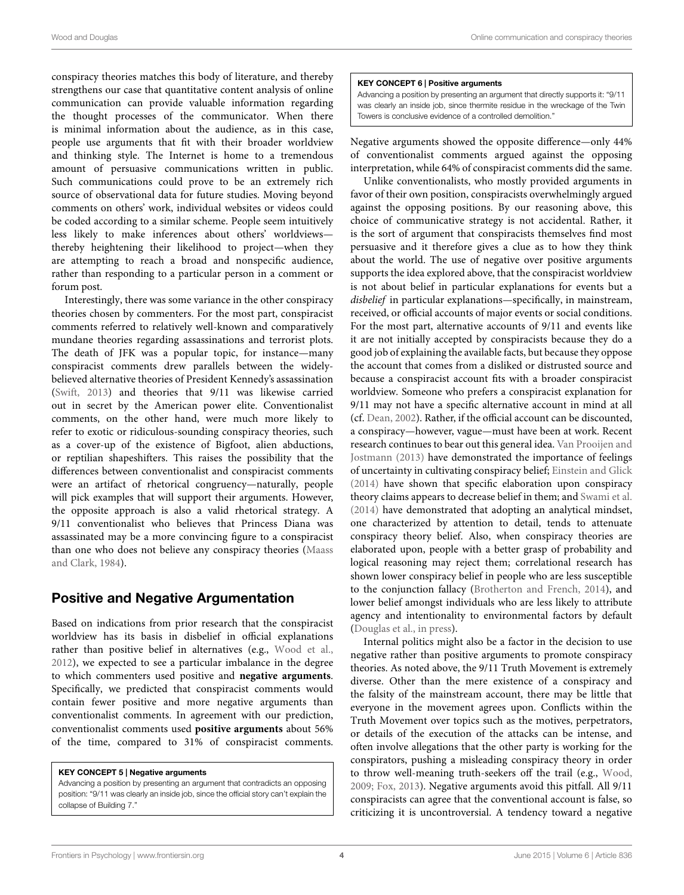conspiracy theories matches this body of literature, and thereby strengthens our case that quantitative content analysis of online communication can provide valuable information regarding the thought processes of the communicator. When there is minimal information about the audience, as in this case, people use arguments that fit with their broader worldview and thinking style. The Internet is home to a tremendous amount of persuasive communications written in public. Such communications could prove to be an extremely rich source of observational data for future studies. Moving beyond comments on others' work, individual websites or videos could be coded according to a similar scheme. People seem intuitively less likely to make inferences about others' worldviews—thereby heightening their likelihood to project—when they are attempting to reach a broad and nonspecific audience, rather than responding to a particular person in a comment or forum post.

Interestingly, there was some variance in the other conspiracy theories chosen by commenters. For the most part, conspiracist comments referred to relatively well-known and comparatively mundane theories regarding assassinations and terrorist plots. The death of JFK was a popular topic, for instance—many conspiracist comments drew parallels between the widely-believed alternative theories of President Kennedy's assassination (Swift, 2013) and theories that 9/11 was likewise carried out in secret by the American power elite. Conventionalist comments, on the other hand, were much more likely to refer to exotic or ridiculous-sounding conspiracy theories, such as a cover-up of the existence of Bigfoot, alien abductions, or reptilian shapeshifters. This raises the possibility that the differences between conventionalist and conspiracist comments were an artifact of rhetorical congruency—naturally, people will pick examples that will support their arguments. However, the opposite approach is also a valid rhetorical strategy. A 9/11 conventionalist who believes that Princess Diana was assassinated may be a more convincing figure to a conspiracist than one who does not believe any conspiracy theories (Maass and Clark, 1984).

## Positive and Negative Argumentation

Based on indications from prior research that the conspiracist worldview has its basis in disbelief in official explanations rather than positive belief in alternatives (e.g., Wood et al., 2012), we expected to see a particular imbalance in the degree to which commenters used positive and **negative arguments**. Specifically, we predicted that conspiracist comments would contain fewer positive and more negative arguments than conventionalist comments. In agreement with our prediction, conventionalist comments used **positive arguments** about 56% of the time, compared to 31% of conspiracist comments.

> **KEY CONCEPT 5 | Negative arguments**
> Advancing a position by presenting an argument that contradicts an opposing position: "9/11 was clearly an inside job, since the official story can't explain the collapse of Building 7."

> **KEY CONCEPT 6 | Positive arguments**
> Advancing a position by presenting an argument that directly supports it: "9/11 was clearly an inside job, since thermite residue in the wreckage of the Twin Towers is conclusive evidence of a controlled demolition."

Negative arguments showed the opposite difference—only 44% of conventionalist comments argued against the opposing interpretation, while 64% of conspiracist comments did the same.

Unlike conventionalists, who mostly provided arguments in favor of their own position, conspiracists overwhelmingly argued against the opposing positions. By our reasoning above, this choice of communicative strategy is not accidental. Rather, it is the sort of argument that conspiracists themselves find most persuasive and it therefore gives a clue as to how they think about the world. The use of negative over positive arguments supports the idea explored above, that the conspiracist worldview is not about belief in particular explanations for events but a *disbelief* in particular explanations—specifically, in mainstream, received, or official accounts of major events or social conditions. For the most part, alternative accounts of 9/11 and events like it are not initially accepted by conspiracists because they do a good job of explaining the available facts, but because they oppose the account that comes from a disliked or distrusted source and because a conspiracist account fits with a broader conspiracist worldview. Someone who prefers a conspiracist explanation for 9/11 may not have a specific alternative account in mind at all (cf. Dean, 2002). Rather, if the official account can be discounted, a conspiracy—however, vague—must have been at work. Recent research continues to bear out this general idea. Van Prooijen and Jostmann (2013) have demonstrated the importance of feelings of uncertainty in cultivating conspiracy belief; Einstein and Glick (2014) have shown that specific elaboration upon conspiracy theory claims appears to decrease belief in them; and Swami et al. (2014) have demonstrated that adopting an analytical mindset, one characterized by attention to detail, tends to attenuate conspiracy theory belief. Also, when conspiracy theories are elaborated upon, people with a better grasp of probability and logical reasoning may reject them; correlational research has shown lower conspiracy belief in people who are less susceptible to the conjunction fallacy (Brotherton and French, 2014), and lower belief amongst individuals who are less likely to attribute agency and intentionality to environmental factors by default (Douglas et al., in press).

Internal politics might also be a factor in the decision to use negative rather than positive arguments to promote conspiracy theories. As noted above, the 9/11 Truth Movement is extremely diverse. Other than the mere existence of a conspiracy and the falsity of the mainstream account, there may be little that everyone in the movement agrees upon. Conflicts within the Truth Movement over topics such as the motives, perpetrators, or details of the execution of the attacks can be intense, and often involve allegations that the other party is working for the conspirators, pushing a misleading conspiracy theory in order to throw well-meaning truth-seekers off the trail (e.g., Wood, 2009; Fox, 2013). Negative arguments avoid this pitfall. All 9/11 conspiracists can agree that the conventional account is false, so criticizing it is uncontroversial. A tendency toward a negative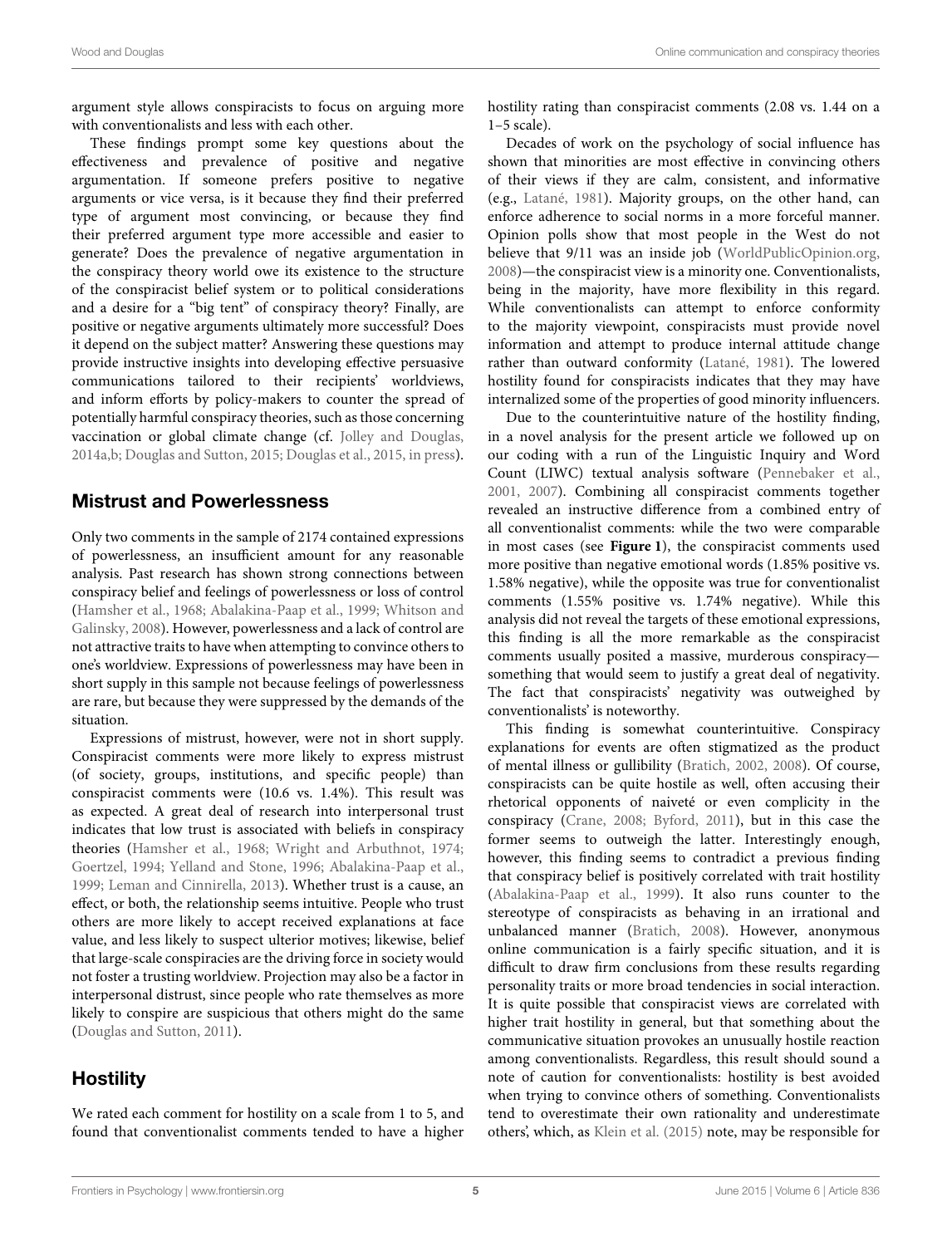argument style allows conspiracists to focus on arguing more with conventionalists and less with each other.

These findings prompt some key questions about the effectiveness and prevalence of positive and negative argumentation. If someone prefers positive to negative arguments or vice versa, is it because they find their preferred type of argument most convincing, or because they find their preferred argument type more accessible and easier to generate? Does the prevalence of negative argumentation in the conspiracy theory world owe its existence to the structure of the conspiracist belief system or to political considerations and a desire for a "big tent" of conspiracy theory? Finally, are positive or negative arguments ultimately more successful? Does it depend on the subject matter? Answering these questions may provide instructive insights into developing effective persuasive communications tailored to their recipients' worldviews, and inform efforts by policy-makers to counter the spread of potentially harmful conspiracy theories, such as those concerning vaccination or global climate change (cf. Jolley and Douglas, 2014a,b; Douglas and Sutton, 2015; Douglas et al., 2015, in press).

## Mistrust and Powerlessness

Only two comments in the sample of 2174 contained expressions of powerlessness, an insufficient amount for any reasonable analysis. Past research has shown strong connections between conspiracy belief and feelings of powerlessness or loss of control (Hamsher et al., 1968; Abalakina-Paap et al., 1999; Whitson and Galinsky, 2008). However, powerlessness and a lack of control are not attractive traits to have when attempting to convince others to one's worldview. Expressions of powerlessness may have been in short supply in this sample not because feelings of powerlessness are rare, but because they were suppressed by the demands of the situation.

Expressions of mistrust, however, were not in short supply. Conspiracist comments were more likely to express mistrust (of society, groups, institutions, and specific people) than conspiracist comments were (10.6 vs. 1.4%). This result was as expected. A great deal of research into interpersonal trust indicates that low trust is associated with beliefs in conspiracy theories (Hamsher et al., 1968; Wright and Arbuthnot, 1974; Goertzel, 1994; Yelland and Stone, 1996; Abalakina-Paap et al., 1999; Leman and Cinnirella, 2013). Whether trust is a cause, an effect, or both, the relationship seems intuitive. People who trust others are more likely to accept received explanations at face value, and less likely to suspect ulterior motives; likewise, belief that large-scale conspiracies are the driving force in society would not foster a trusting worldview. Projection may also be a factor in interpersonal distrust, since people who rate themselves as more likely to conspire are suspicious that others might do the same (Douglas and Sutton, 2011).

## Hostility

We rated each comment for hostility on a scale from 1 to 5, and found that conventionalist comments tended to have a higher hostility rating than conspiracist comments (2.08 vs. 1.44 on a 1–5 scale).

Decades of work on the psychology of social influence has shown that minorities are most effective in convincing others of their views if they are calm, consistent, and informative (e.g., Latané, 1981). Majority groups, on the other hand, can enforce adherence to social norms in a more forceful manner. Opinion polls show that most people in the West do not believe that 9/11 was an inside job (WorldPublicOpinion.org, 2008)—the conspiracist view is a minority one. Conventionalists, being in the majority, have more flexibility in this regard. While conventionalists can attempt to enforce conformity to the majority viewpoint, conspiracists must provide novel information and attempt to produce internal attitude change rather than outward conformity (Latané, 1981). The lowered hostility found for conspiracists indicates that they may have internalized some of the properties of good minority influencers.

Due to the counterintuitive nature of the hostility finding, in a novel analysis for the present article we followed up on our coding with a run of the Linguistic Inquiry and Word Count (LIWC) textual analysis software (Pennebaker et al., 2001, 2007). Combining all conspiracist comments together revealed an instructive difference from a combined entry of all conventionalist comments: while the two were comparable in most cases (see **Figure 1**), the conspiracist comments used more positive than negative emotional words (1.85% positive vs. 1.58% negative), while the opposite was true for conventionalist comments (1.55% positive vs. 1.74% negative). While this analysis did not reveal the targets of these emotional expressions, this finding is all the more remarkable as the conspiracist comments usually posited a massive, murderous conspiracy—something that would seem to justify a great deal of negativity. The fact that conspiracists' negativity was outweighed by conventionalists' is noteworthy.

This finding is somewhat counterintuitive. Conspiracy explanations for events are often stigmatized as the product of mental illness or gullibility (Bratich, 2002, 2008). Of course, conspiracists can be quite hostile as well, often accusing their rhetorical opponents of naiveté or even complicity in the conspiracy (Crane, 2008; Byford, 2011), but in this case the former seems to outweigh the latter. Interestingly enough, however, this finding seems to contradict a previous finding that conspiracy belief is positively correlated with trait hostility (Abalakina-Paap et al., 1999). It also runs counter to the stereotype of conspiracists as behaving in an irrational and unbalanced manner (Bratich, 2008). However, anonymous online communication is a fairly specific situation, and it is difficult to draw firm conclusions from these results regarding personality traits or more broad tendencies in social interaction. It is quite possible that conspiracist views are correlated with higher trait hostility in general, but that something about the communicative situation provokes an unusually hostile reaction among conventionalists. Regardless, this result should sound a note of caution for conventionalists: hostility is best avoided when trying to convince others of something. Conventionalists tend to overestimate their own rationality and underestimate others', which, as Klein et al. (2015) note, may be responsible for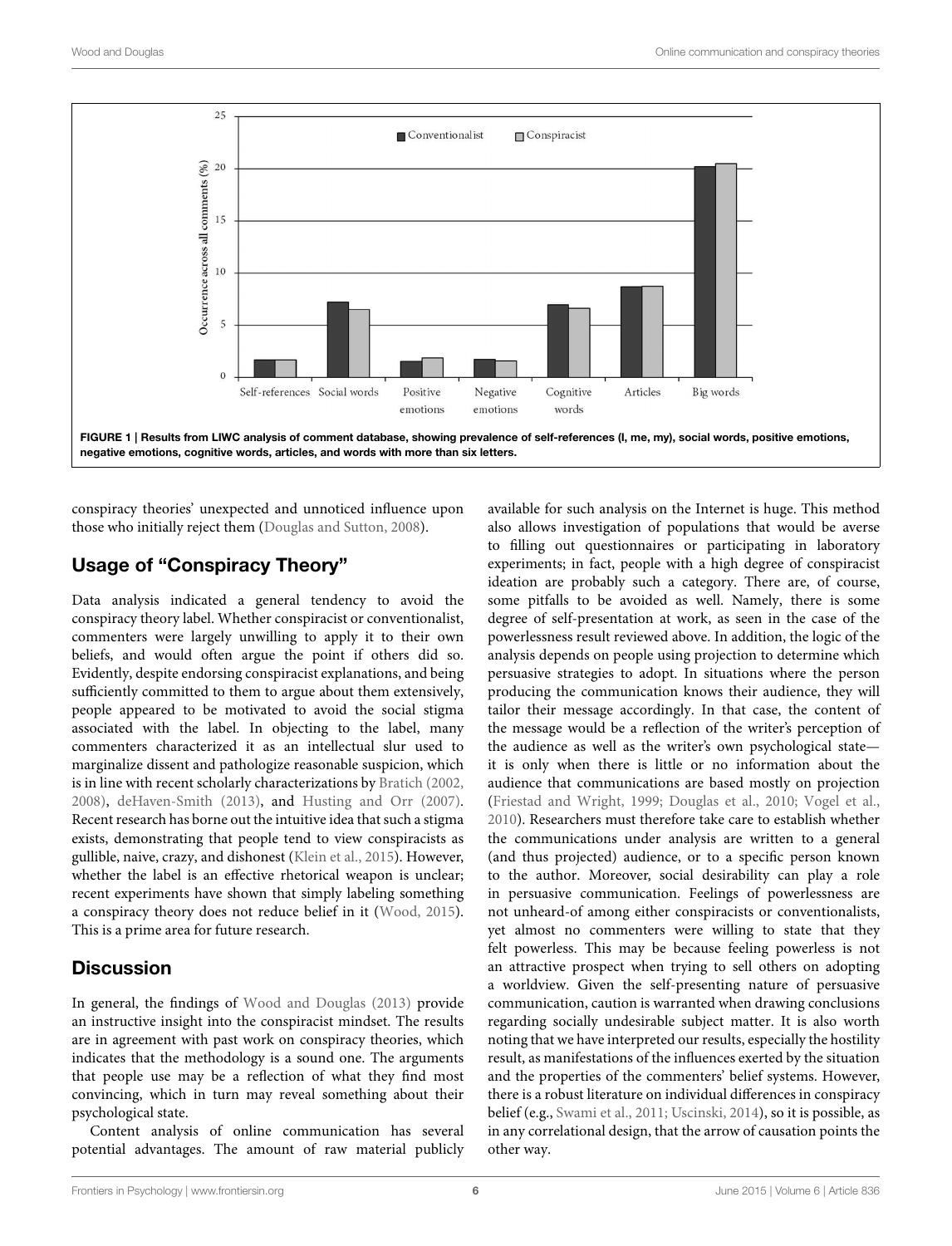FIGURE 1 | Results from LIWC analysis of comment database, showing prevalence of self-references (I, me, my), social words, positive emotions, negative emotions, cognitive words, articles, and words with more than six letters.

conspiracy theories' unexpected and unnoticed influence upon those who initially reject them (Douglas and Sutton, 2008).

## Usage of "Conspiracy Theory"

Data analysis indicated a general tendency to avoid the conspiracy theory label. Whether conspiracist or conventionalist, commenters were largely unwilling to apply it to their own beliefs, and would often argue the point if others did so. Evidently, despite endorsing conspiracist explanations, and being sufficiently committed to them to argue about them extensively, people appeared to be motivated to avoid the social stigma associated with the label. In objecting to the label, many commenters characterized it as an intellectual slur used to marginalize dissent and pathologize reasonable suspicion, which is in line with recent scholarly characterizations by Bratich (2002, 2008), deHaven-Smith (2013), and Husting and Orr (2007). Recent research has borne out the intuitive idea that such a stigma exists, demonstrating that people tend to view conspiracists as gullible, naive, crazy, and dishonest (Klein et al., 2015). However, whether the label is an effective rhetorical weapon is unclear; recent experiments have shown that simply labeling something a conspiracy theory does not reduce belief in it (Wood, 2015). This is a prime area for future research.

## Discussion

In general, the findings of Wood and Douglas (2013) provide an instructive insight into the conspiracist mindset. The results are in agreement with past work on conspiracy theories, which indicates that the methodology is a sound one. The arguments that people use may be a reflection of what they find most convincing, which in turn may reveal something about their psychological state.

Content analysis of online communication has several potential advantages. The amount of raw material publicly available for such analysis on the Internet is huge. This method also allows investigation of populations that would be averse to filling out questionnaires or participating in laboratory experiments; in fact, people with a high degree of conspiracist ideation are probably such a category. There are, of course, some pitfalls to be avoided as well. Namely, there is some degree of self-presentation at work, as seen in the case of the powerlessness result reviewed above. In addition, the logic of the analysis depends on people using projection to determine which persuasive strategies to adopt. In situations where the person producing the communication knows their audience, they will tailor their message accordingly. In that case, the content of the message would be a reflection of the writer's perception of the audience as well as the writer's own psychological state—it is only when there is little or no information about the audience that communications are based mostly on projection (Friestad and Wright, 1999; Douglas et al., 2010; Vogel et al., 2010). Researchers must therefore take care to establish whether the communications under analysis are written to a general (and thus projected) audience, or to a specific person known to the author. Moreover, social desirability can play a role in persuasive communication. Feelings of powerlessness are not unheard-of among either conspiracists or conventionalists, yet almost no commenters were willing to state that they felt powerless. This may be because feeling powerless is not an attractive prospect when trying to sell others on adopting a worldview. Given the self-presenting nature of persuasive communication, caution is warranted when drawing conclusions regarding socially undesirable subject matter. It is also worth noting that we have interpreted our results, especially the hostility result, as manifestations of the influences exerted by the situation and the properties of the commenters' belief systems. However, there is a robust literature on individual differences in conspiracy belief (e.g., Swami et al., 2011; Uscinski, 2014), so it is possible, as in any correlational design, that the arrow of causation points the other way.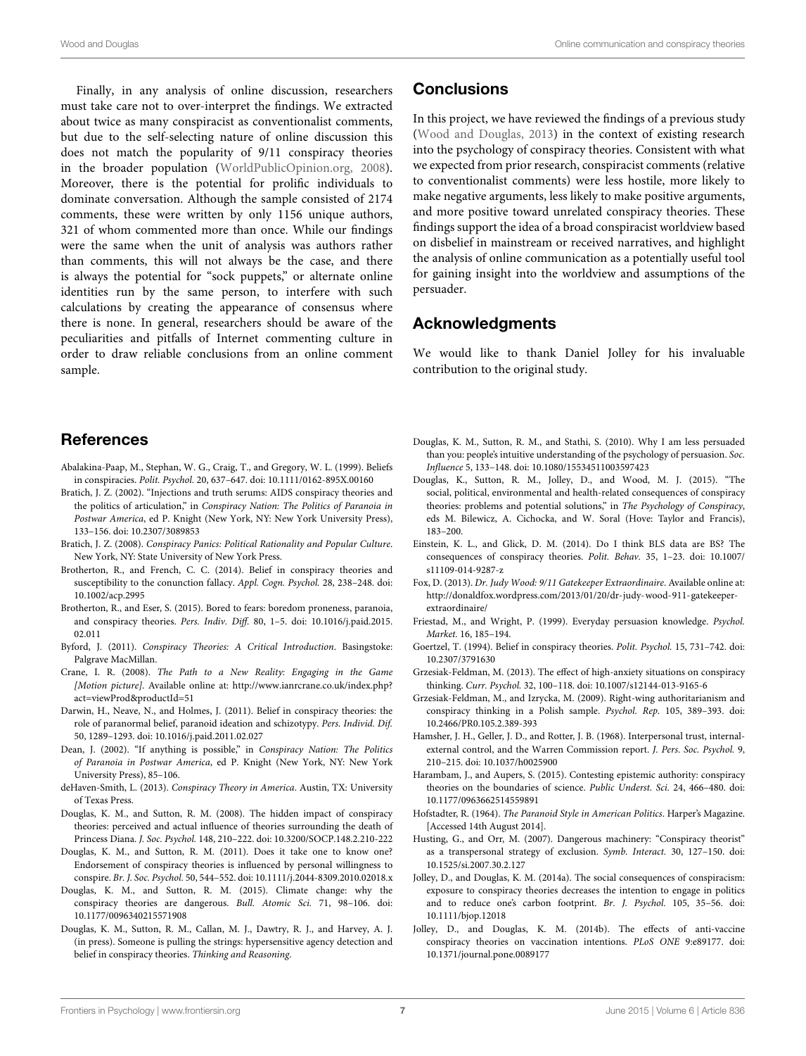Finally, in any analysis of online discussion, researchers must take care not to over-interpret the findings. We extracted about twice as many conspiracist as conventionalist comments, but due to the self-selecting nature of online discussion this does not match the popularity of 9/11 conspiracy theories in the broader population (WorldPublicOpinion.org, 2008). Moreover, there is the potential for prolific individuals to dominate conversation. Although the sample consisted of 2174 comments, these were written by only 1156 unique authors, 321 of whom commented more than once. While our findings were the same when the unit of analysis was authors rather than comments, this will not always be the case, and there is always the potential for "sock puppets," or alternate online identities run by the same person, to interfere with such calculations by creating the appearance of consensus where there is none. In general, researchers should be aware of the peculiarities and pitfalls of Internet commenting culture in order to draw reliable conclusions from an online comment sample.

## Conclusions

In this project, we have reviewed the findings of a previous study (Wood and Douglas, 2013) in the context of existing research into the psychology of conspiracy theories. Consistent with what we expected from prior research, conspiracist comments (relative to conventionalist comments) were less hostile, more likely to make negative arguments, less likely to make positive arguments, and more positive toward unrelated conspiracy theories. These findings support the idea of a broad conspiracist worldview based on disbelief in mainstream or received narratives, and highlight the analysis of online communication as a potentially useful tool for gaining insight into the worldview and assumptions of the persuader.

## Acknowledgments

We would like to thank Daniel Jolley for his invaluable contribution to the original study.

## References

Abalakina-Paap, M., Stephan, W. G., Craig, T., and Gregory, W. L. (1999). Beliefs in conspiracies. *Polit. Psychol.* 20, 637–647. doi: 10.1111/0162-895X.00160

Bratich, J. Z. (2002). "Injections and truth serums: AIDS conspiracy theories and the politics of articulation," in *Conspiracy Nation: The Politics of Paranoia in Postwar America*, ed P. Knight (New York, NY: New York University Press), 133–156. doi: 10.2307/3089853

Bratich, J. Z. (2008). *Conspiracy Panics: Political Rationality and Popular Culture*. New York, NY: State University of New York Press.

Brotherton, R., and French, C. C. (2014). Belief in conspiracy theories and susceptibility to the conunction fallacy. *Appl. Cogn. Psychol.* 28, 238–248. doi: 10.1002/acp.2995

Brotherton, R., and Eser, S. (2015). Bored to fears: boredom proneness, paranoia, and conspiracy theories. *Pers. Indiv. Diff.* 80, 1–5. doi: 10.1016/j.paid.2015.02.011

Byford, J. (2011). *Conspiracy Theories: A Critical Introduction*. Basingstoke: Palgrave MacMillan.

Crane, I. R. (2008). *The Path to a New Reality: Engaging in the Game [Motion picture]*. Available online at: http://www.ianrcrane.co.uk/index.php?act=viewProd&productId=51

Darwin, H., Neave, N., and Holmes, J. (2011). Belief in conspiracy theories: the role of paranormal belief, paranoid ideation and schizotypy. *Pers. Individ. Dif.* 50, 1289–1293. doi: 10.1016/j.paid.2011.02.027

Dean, J. (2002). "If anything is possible," in *Conspiracy Nation: The Politics of Paranoia in Postwar America*, ed P. Knight (New York, NY: New York University Press), 85–106.

deHaven-Smith, L. (2013). *Conspiracy Theory in America*. Austin, TX: University of Texas Press.

Douglas, K. M., and Sutton, R. M. (2008). The hidden impact of conspiracy theories: perceived and actual influence of theories surrounding the death of Princess Diana. *J. Soc. Psychol.* 148, 210–222. doi: 10.3200/SOCP.148.2.210-222

Douglas, K. M., and Sutton, R. M. (2011). Does it take one to know one? Endorsement of conspiracy theories is influenced by personal willingness to conspire. *Br. J. Soc. Psychol.* 50, 544–552. doi: 10.1111/j.2044-8309.2010.02018.x

Douglas, K. M., and Sutton, R. M. (2015). Climate change: why the conspiracy theories are dangerous. *Bull. Atomic Sci.* 71, 98–106. doi: 10.1177/0096340215571908

Douglas, K. M., Sutton, R. M., Callan, M. J., Dawtry, R. J., and Harvey, A. J. (in press). Someone is pulling the strings: hypersensitive agency detection and belief in conspiracy theories. *Thinking and Reasoning*.

Douglas, K. M., Sutton, R. M., and Stathi, S. (2010). Why I am less persuaded than you: people's intuitive understanding of the psychology of persuasion. *Soc. Influence* 5, 133–148. doi: 10.1080/15534511003597423

Douglas, K., Sutton, R. M., Jolley, D., and Wood, M. J. (2015). "The social, political, environmental and health-related consequences of conspiracy theories: problems and potential solutions," in *The Psychology of Conspiracy*, eds M. Bilewicz, A. Cichocka, and W. Soral (Hove: Taylor and Francis), 183–200.

Einstein, K. L., and Glick, D. M. (2014). Do I think BLS data are BS? The consequences of conspiracy theories. *Polit. Behav.* 35, 1–23. doi: 10.1007/s11109-014-9287-z

Fox, D. (2013). *Dr. Judy Wood: 9/11 Gatekeeper Extraordinaire*. Available online at: http://donaldfox.wordpress.com/2013/01/20/dr-judy-wood-911-gatekeeper-extraordinaire/

Friestad, M., and Wright, P. (1999). Everyday persuasion knowledge. *Psychol. Market.* 16, 185–194.

Goertzel, T. (1994). Belief in conspiracy theories. *Polit. Psychol.* 15, 731–742. doi: 10.2307/3791630

Grzesiak-Feldman, M. (2013). The effect of high-anxiety situations on conspiracy thinking. *Curr. Psychol.* 32, 100–118. doi: 10.1007/s12144-013-9165-6

Grzesiak-Feldman, M., and Izrycka, M. (2009). Right-wing authoritarianism and conspiracy thinking in a Polish sample. *Psychol. Rep.* 105, 389–393. doi: 10.2466/PR0.105.2.389-393

Hamsher, J. H., Geller, J. D., and Rotter, J. B. (1968). Interpersonal trust, internal-external control, and the Warren Commission report. *J. Pers. Soc. Psychol.* 9, 210–215. doi: 10.1037/h0025900

Harambam, J., and Aupers, S. (2015). Contesting epistemic authority: conspiracy theories on the boundaries of science. *Public Underst. Sci.* 24, 466–480. doi: 10.1177/0963662514559891

Hofstadter, R. (1964). *The Paranoid Style in American Politics*. Harper's Magazine. [Accessed 14th August 2014].

Husting, G., and Orr, M. (2007). Dangerous machinery: "Conspiracy theorist" as a transpersonal strategy of exclusion. *Symb. Interact.* 30, 127–150. doi: 10.1525/si.2007.30.2.127

Jolley, D., and Douglas, K. M. (2014a). The social consequences of conspiracism: exposure to conspiracy theories decreases the intention to engage in politics and to reduce one's carbon footprint. *Br. J. Psychol.* 105, 35–56. doi: 10.1111/bjop.12018

Jolley, D., and Douglas, K. M. (2014b). The effects of anti-vaccine conspiracy theories on vaccination intentions. *PLoS ONE* 9:e89177. doi: 10.1371/journal.pone.0089177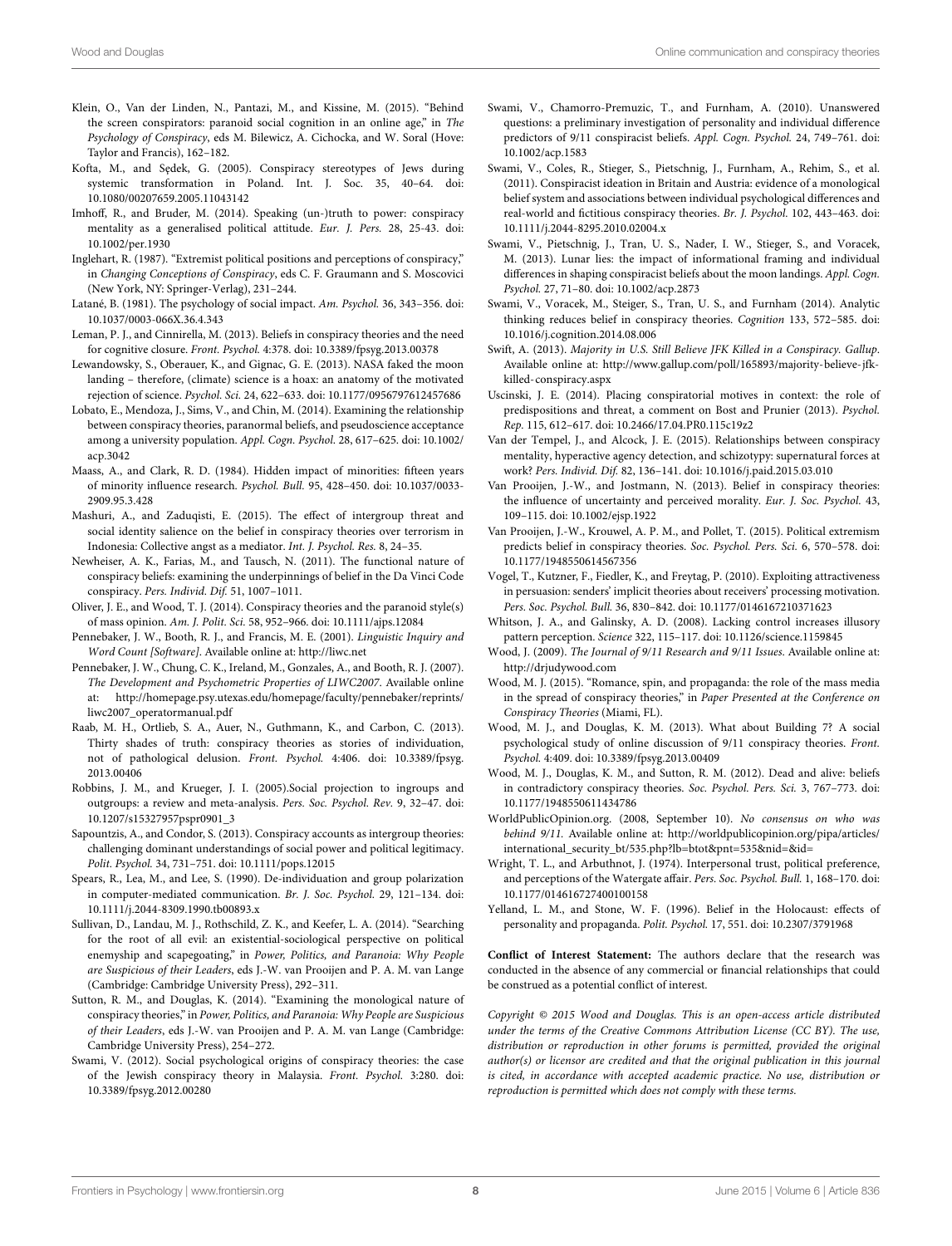Klein, O., Van der Linden, N., Pantazi, M., and Kissine, M. (2015). "Behind the screen conspirators: paranoid social cognition in an online age," in *The Psychology of Conspiracy*, eds M. Bilewicz, A. Cichocka, and W. Soral (Hove: Taylor and Francis), 162–182.

Kofta, M., and Sędek, G. (2005). Conspiracy stereotypes of Jews during systemic transformation in Poland. Int. J. Soc. 35, 40–64. doi: 10.1080/00207659.2005.11043142

Imhoff, R., and Bruder, M. (2014). Speaking (un-)truth to power: conspiracy mentality as a generalised political attitude. *Eur. J. Pers.* 28, 25-43. doi: 10.1002/per.1930

Inglehart, R. (1987). "Extremist political positions and perceptions of conspiracy," in *Changing Conceptions of Conspiracy*, eds C. F. Graumann and S. Moscovici (New York, NY: Springer-Verlag), 231–244.

Latané, B. (1981). The psychology of social impact. *Am. Psychol.* 36, 343–356. doi: 10.1037/0003-066X.36.4.343

Leman, P. J., and Cinnirella, M. (2013). Beliefs in conspiracy theories and the need for cognitive closure. *Front. Psychol.* 4:378. doi: 10.3389/fpsyg.2013.00378

Lewandowsky, S., Oberauer, K., and Gignac, G. E. (2013). NASA faked the moon landing – therefore, (climate) science is a hoax: an anatomy of the motivated rejection of science. *Psychol. Sci.* 24, 622–633. doi: 10.1177/0956797612457686

Lobato, E., Mendoza, J., Sims, V., and Chin, M. (2014). Examining the relationship between conspiracy theories, paranormal beliefs, and pseudoscience acceptance among a university population. *Appl. Cogn. Psychol.* 28, 617–625. doi: 10.1002/acp.3042

Maass, A., and Clark, R. D. (1984). Hidden impact of minorities: fifteen years of minority influence research. *Psychol. Bull.* 95, 428–450. doi: 10.1037/0033-2909.95.3.428

Mashuri, A., and Zaduqisti, E. (2015). The effect of intergroup threat and social identity salience on the belief in conspiracy theories over terrorism in Indonesia: Collective angst as a mediator. *Int. J. Psychol. Res.* 8, 24–35.

Newheiser, A. K., Farias, M., and Tausch, N. (2011). The functional nature of conspiracy beliefs: examining the underpinnings of belief in the Da Vinci Code conspiracy. *Pers. Individ. Dif.* 51, 1007–1011.

Oliver, J. E., and Wood, T. J. (2014). Conspiracy theories and the paranoid style(s) of mass opinion. *Am. J. Polit. Sci.* 58, 952–966. doi: 10.1111/ajps.12084

Pennebaker, J. W., Booth, R. J., and Francis, M. E. (2001). *Linguistic Inquiry and Word Count [Software]*. Available online at: http://liwc.net

Pennebaker, J. W., Chung, C. K., Ireland, M., Gonzales, A., and Booth, R. J. (2007). *The Development and Psychometric Properties of LIWC2007*. Available online at: http://homepage.psy.utexas.edu/homepage/faculty/pennebaker/reprints/liwc2007_operatormanual.pdf

Raab, M. H., Ortlieb, S. A., Auer, N., Guthmann, K., and Carbon, C. (2013). Thirty shades of truth: conspiracy theories as stories of individuation, not of pathological delusion. *Front. Psychol.* 4:406. doi: 10.3389/fpsyg.2013.00406

Robbins, J. M., and Krueger, J. I. (2005).Social projection to ingroups and outgroups: a review and meta-analysis. *Pers. Soc. Psychol. Rev.* 9, 32–47. doi: 10.1207/s15327957pspr0901_3

Sapountzis, A., and Condor, S. (2013). Conspiracy accounts as intergroup theories: challenging dominant understandings of social power and political legitimacy. *Polit. Psychol.* 34, 731–751. doi: 10.1111/pops.12015

Spears, R., Lea, M., and Lee, S. (1990). De-individuation and group polarization in computer-mediated communication. *Br. J. Soc. Psychol.* 29, 121–134. doi: 10.1111/j.2044-8309.1990.tb00893.x

Sullivan, D., Landau, M. J., Rothschild, Z. K., and Keefer, L. A. (2014). "Searching for the root of all evil: an existential-sociological perspective on political enemyship and scapegoating," in *Power, Politics, and Paranoia: Why People are Suspicious of their Leaders*, eds J.-W. van Prooijen and P. A. M. van Lange (Cambridge: Cambridge University Press), 292–311.

Sutton, R. M., and Douglas, K. (2014). "Examining the monological nature of conspiracy theories," in *Power, Politics, and Paranoia: Why People are Suspicious of their Leaders*, eds J.-W. van Prooijen and P. A. M. van Lange (Cambridge: Cambridge University Press), 254–272.

Swami, V. (2012). Social psychological origins of conspiracy theories: the case of the Jewish conspiracy theory in Malaysia. *Front. Psychol.* 3:280. doi: 10.3389/fpsyg.2012.00280

Swami, V., Chamorro-Premuzic, T., and Furnham, A. (2010). Unanswered questions: a preliminary investigation of personality and individual difference predictors of 9/11 conspiracist beliefs. *Appl. Cogn. Psychol.* 24, 749–761. doi: 10.1002/acp.1583

Swami, V., Coles, R., Stieger, S., Pietschnig, J., Furnham, A., Rehim, S., et al. (2011). Conspiracist ideation in Britain and Austria: evidence of a monological belief system and associations between individual psychological differences and real-world and fictitious conspiracy theories. *Br. J. Psychol.* 102, 443–463. doi: 10.1111/j.2044-8295.2010.02004.x

Swami, V., Pietschnig, J., Tran, U. S., Nader, I. W., Stieger, S., and Voracek, M. (2013). Lunar lies: the impact of informational framing and individual differences in shaping conspiracist beliefs about the moon landings. *Appl. Cogn. Psychol.* 27, 71–80. doi: 10.1002/acp.2873

Swami, V., Voracek, M., Steiger, S., Tran, U. S., and Furnham (2014). Analytic thinking reduces belief in conspiracy theories. *Cognition* 133, 572–585. doi: 10.1016/j.cognition.2014.08.006

Swift, A. (2013). *Majority in U.S. Still Believe JFK Killed in a Conspiracy. Gallup*. Available online at: http://www.gallup.com/poll/165893/majority-believe-jfk-killed-conspiracy.aspx

Uscinski, J. E. (2014). Placing conspiratorial motives in context: the role of predispositions and threat, a comment on Bost and Prunier (2013). *Psychol. Rep.* 115, 612–617. doi: 10.2466/17.04.PR0.115c19z2

Van der Tempel, J., and Alcock, J. E. (2015). Relationships between conspiracy mentality, hyperactive agency detection, and schizotypy: supernatural forces at work? *Pers. Individ. Dif.* 82, 136–141. doi: 10.1016/j.paid.2015.03.010

Van Prooijen, J.-W., and Jostmann, N. (2013). Belief in conspiracy theories: the influence of uncertainty and perceived morality. *Eur. J. Soc. Psychol.* 43, 109–115. doi: 10.1002/ejsp.1922

Van Prooijen, J.-W., Krouwel, A. P. M., and Pollet, T. (2015). Political extremism predicts belief in conspiracy theories. *Soc. Psychol. Pers. Sci.* 6, 570–578. doi: 10.1177/1948550614567356

Vogel, T., Kutzner, F., Fiedler, K., and Freytag, P. (2010). Exploiting attractiveness in persuasion: senders' implicit theories about receivers' processing motivation. *Pers. Soc. Psychol. Bull.* 36, 830–842. doi: 10.1177/0146167210371623

Whitson, J. A., and Galinsky, A. D. (2008). Lacking control increases illusory pattern perception. *Science* 322, 115–117. doi: 10.1126/science.1159845

Wood, J. (2009). *The Journal of 9/11 Research and 9/11 Issues*. Available online at: http://drjudywood.com

Wood, M. J. (2015). "Romance, spin, and propaganda: the role of the mass media in the spread of conspiracy theories," in *Paper Presented at the Conference on Conspiracy Theories* (Miami, FL).

Wood, M. J., and Douglas, K. M. (2013). What about Building 7? A social psychological study of online discussion of 9/11 conspiracy theories. *Front. Psychol.* 4:409. doi: 10.3389/fpsyg.2013.00409

Wood, M. J., Douglas, K. M., and Sutton, R. M. (2012). Dead and alive: beliefs in contradictory conspiracy theories. *Soc. Psychol. Pers. Sci.* 3, 767–773. doi: 10.1177/1948550611434786

WorldPublicOpinion.org. (2008, September 10). *No consensus on who was behind 9/11*. Available online at: http://worldpublicopinion.org/pipa/articles/international_security_bt/535.php?lb=btot&pnt=535&nid=&id=

Wright, T. L., and Arbuthnot, J. (1974). Interpersonal trust, political preference, and perceptions of the Watergate affair. *Pers. Soc. Psychol. Bull.* 1, 168–170. doi: 10.1177/014616727400100158

Yelland, L. M., and Stone, W. F. (1996). Belief in the Holocaust: effects of personality and propaganda. *Polit. Psychol.* 17, 551. doi: 10.2307/3791968

**Conflict of Interest Statement:** The authors declare that the research was conducted in the absence of any commercial or financial relationships that could be construed as a potential conflict of interest.

*Copyright © 2015 Wood and Douglas. This is an open-access article distributed under the terms of the Creative Commons Attribution License (CC BY). The use, distribution or reproduction in other forums is permitted, provided the original author(s) or licensor are credited and that the original publication in this journal is cited, in accordance with accepted academic practice. No use, distribution or reproduction is permitted which does not comply with these terms.*